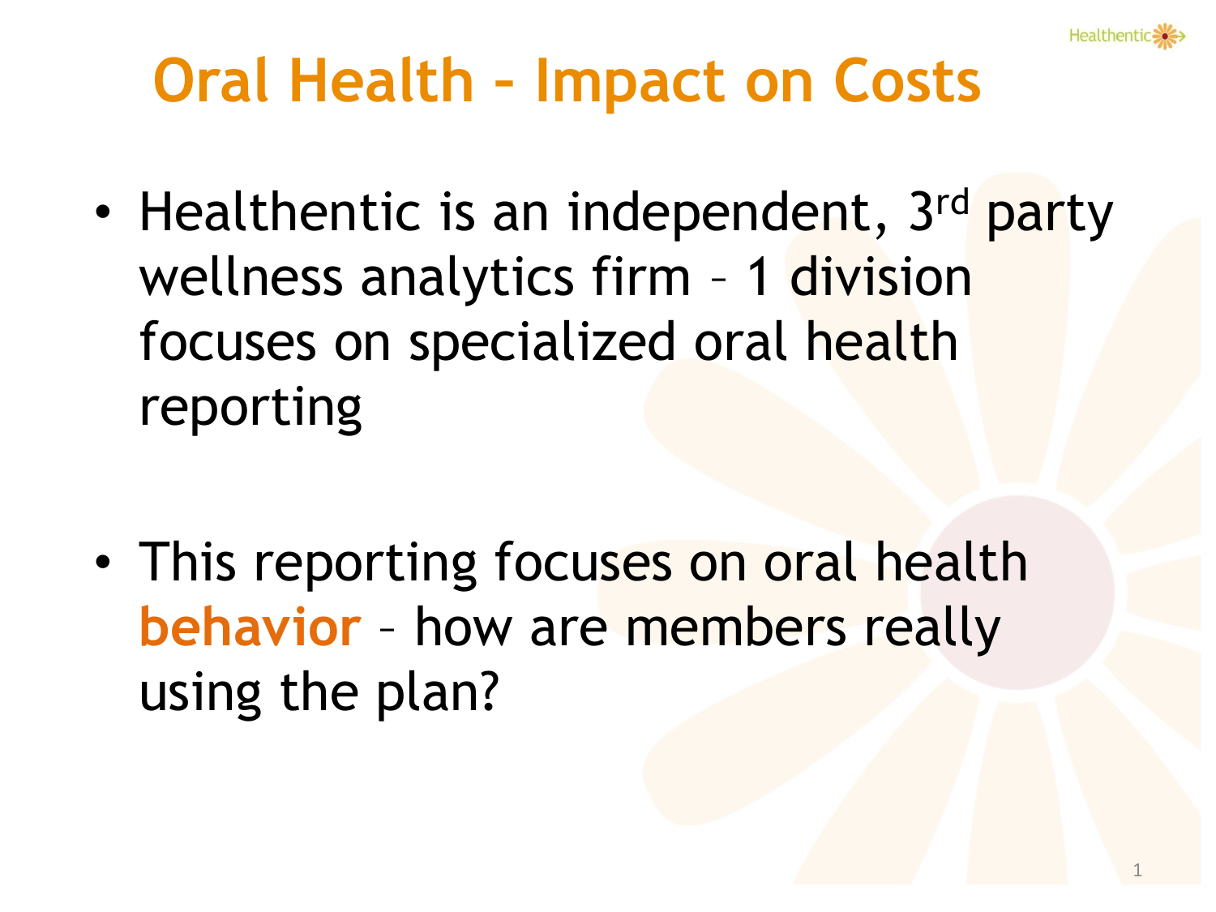# Oral Health – Impact on Costs

- Healthentic is an independent, 3rd party wellness analytics firm – 1 division focuses on specialized oral health reporting

- This reporting focuses on oral health **behavior** – how are members really using the plan?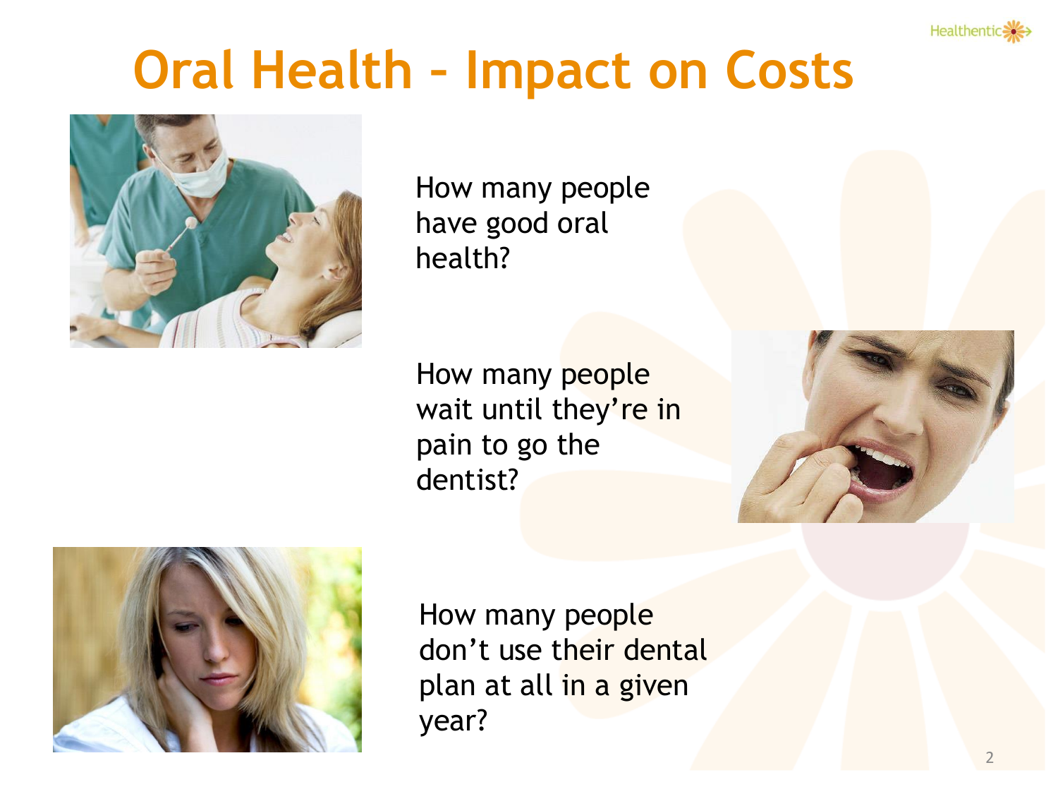# Oral Health – Impact on Costs

How many people have good oral health?

How many people wait until they're in pain to go the dentist?

How many people don't use their dental plan at all in a given year?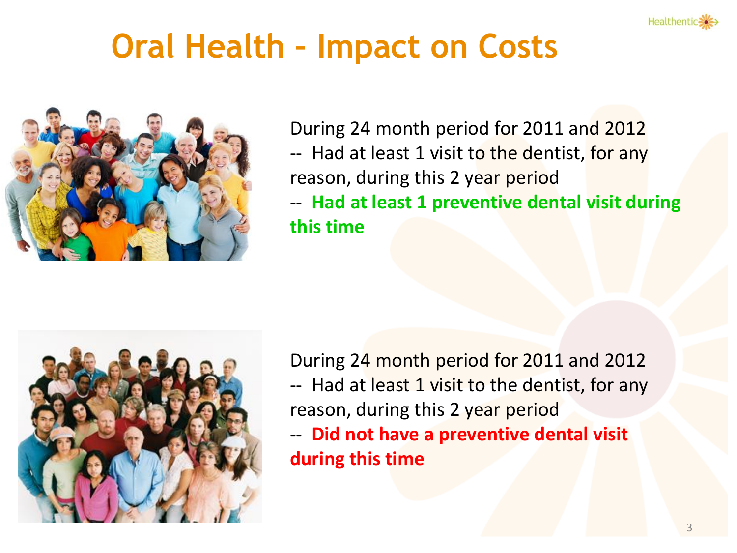# Oral Health – Impact on Costs

During 24 month period for 2011 and 2012
-- Had at least 1 visit to the dentist, for any reason, during this 2 year period
-- **Had at least 1 preventive dental visit during this time**

During 24 month period for 2011 and 2012
-- Had at least 1 visit to the dentist, for any reason, during this 2 year period
-- **Did not have a preventive dental visit during this time**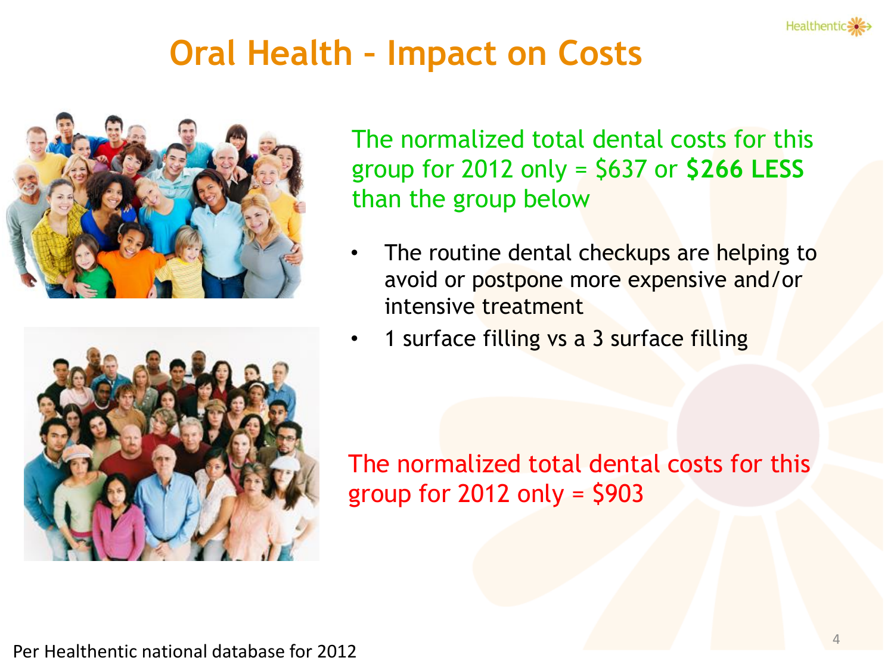# Oral Health – Impact on Costs

The normalized total dental costs for this group for 2012 only = $637 or **$266 LESS** than the group below

- The routine dental checkups are helping to avoid or postpone more expensive and/or intensive treatment
- 1 surface filling vs a 3 surface filling

The normalized total dental costs for this group for 2012 only = $903

Per Healthentic national database for 2012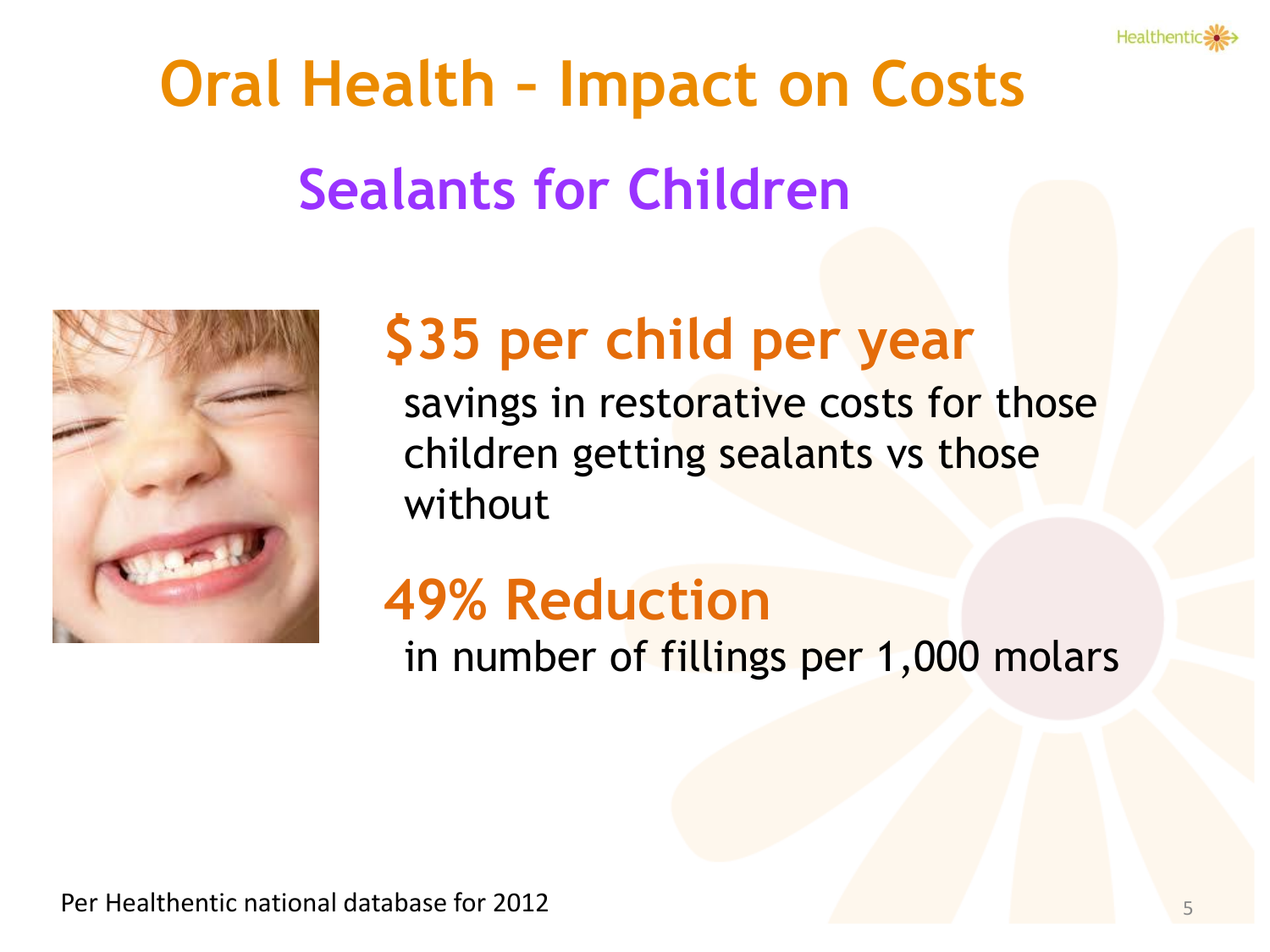# Oral Health – Impact on Costs

## Sealants for Children

### $35 per child per year

savings in restorative costs for those children getting sealants vs those without

### 49% Reduction

in number of fillings per 1,000 molars

Per Healthentic national database for 2012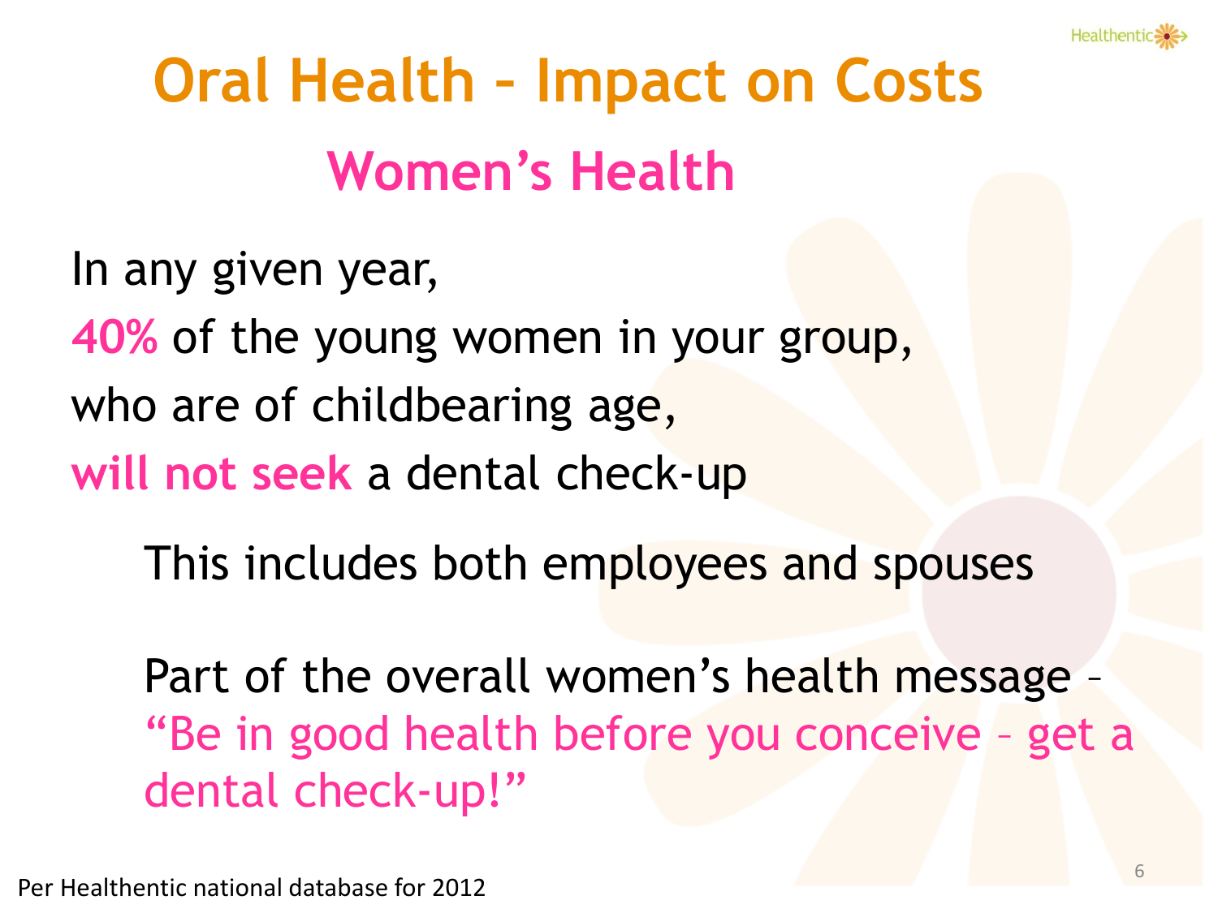# Oral Health – Impact on Costs

## Women's Health

In any given year,

**40%** of the young women in your group,

who are of childbearing age,

**will not seek** a dental check-up

This includes both employees and spouses

Part of the overall women's health message – "Be in good health before you conceive – get a dental check-up!"

Per Healthentic national database for 2012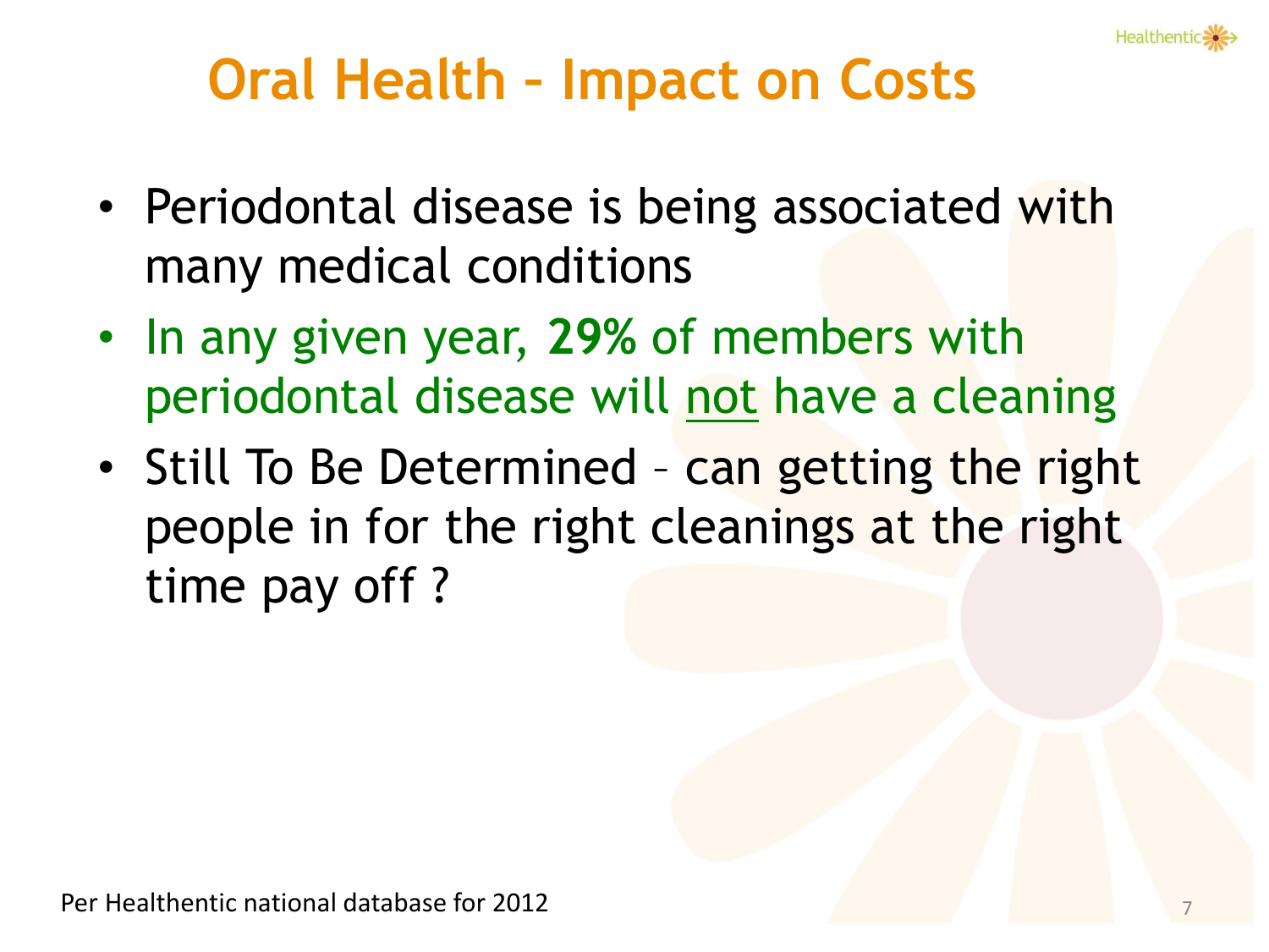# Oral Health – Impact on Costs

- Periodontal disease is being associated with many medical conditions
- In any given year, **29%** of members with periodontal disease will <u>not</u> have a cleaning
- Still To Be Determined – can getting the right people in for the right cleanings at the right time pay off ?

Per Healthentic national database for 2012